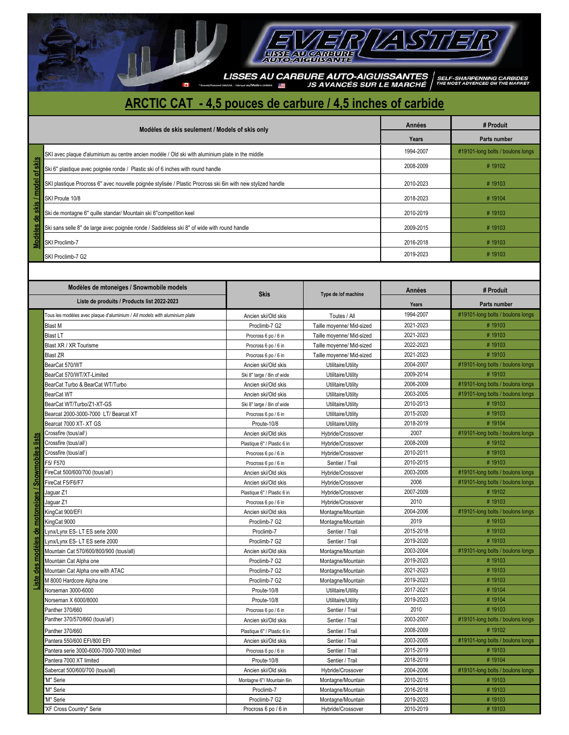EVERLASTER

LISSE AU CARBURE AUTO-AIGUISANTE

LISSES AU CARBURE AUTO-AIGUISSANTES / JS AVANCÉS SUR LE MARCHÉ | SELF-SHARPENNING CARBIDES THE MOST ADVENCED ON THE MARKET

* Breveté/Patented CAN/USA - Fabriqué au/Made in CANADA

# ARCTIC CAT - 4,5 pouces de carbure / 4,5 inches of carbide

| Modèles de skis seulement / Models of skis only | Années / Years | # Produit / Parts number |
|---|---|---|
| SKI avec plaque d'aluminium au centre ancien modèle / Old ski with aluminium plate in the middle | 1994-2007 | #19101-long bolts / boulons longs |
| Ski 6" plastique avec poignée ronde / Plastic ski of 6 inches with round handle | 2008-2009 | # 19102 |
| SKI plastique Procross 6" avec nouvelle poignée stylisée / Plastic Procross ski 6in with new stylized handle | 2010-2023 | # 19103 |
| SKI Proute 10/8 | 2018-2023 | # 19104 |
| Ski de montagne 6" quille standar/ Mountain ski 6"competition keel | 2010-2019 | # 19103 |
| Ski sans selle 8" de large avec poignée ronde / Saddleless ski 8" of wide with round handle | 2009-2015 | # 19103 |
| SKI Proclimb-7 | 2016-2018 | # 19103 |
| SKI Proclimb-7 G2 | 2019-2023 | # 19103 |

| Modèles de mtoneiges / Snowmobile models — Liste de produits / Products list 2022-2023 | Skis | Type de /of machine | Années / Years | # Produit / Parts number |
|---|---|---|---|---|
| Tous les modèles avec plaque d'aluminium / *All models with aluminium plate* | Ancien ski/Old skis | Toutes / All | 1994-2007 | #19101-long bolts / boulons longs |
| Blast M | Proclimb-7 G2 | Taille moyenne/ Mid-sized | 2021-2023 | # 19103 |
| Blast LT | Procross 6 po / 6 in | Taille moyenne/ Mid-sized | 2021-2023 | # 19103 |
| Blast XR / XR Tourisme | Procross 6 po / 6 in | Taille moyenne/ Mid-sized | 2022-2023 | # 19103 |
| Blast ZR | Procross 6 po / 6 in | Taille moyenne/ Mid-sized | 2021-2023 | # 19103 |
| BearCat 570/WT | Ancien ski/Old skis | Utilitaire/Utility | 2004-2007 | #19101-long bolts / boulons longs |
| BearCat 570/WT/XT-Limited | Ski 8" large / 8in of wide | Utilitaire/Utility | 2009-2014 | # 19103 |
| BearCat Turbo & BearCat WT/Turbo | Ancien ski/Old skis | Utilitaire/Utility | 2006-2009 | #19101-long bolts / boulons longs |
| BearCat WT | Ancien ski/Old skis | Utilitaire/Utility | 2003-2005 | #19101-long bolts / boulons longs |
| BearCat WT/Turbo/Z1-XT-GS | Ski 8" large / 8in of wide | Utilitaire/Utility | 2010-2013 | # 19103 |
| Bearcat 2000-3000-7000 LT/ Bearcat XT | Procross 6 po / 6 in | Utilitaire/Utility | 2015-2020 | # 19103 |
| Bearcat 7000 XT- XT GS | Proute-10/8 | Utilitaire/Utility | 2018-2019 | # 19104 |
| Crossfire (tous/*all*) | Ancien ski/Old skis | Hybride/Crossover | 2007 | #19101-long bolts / boulons longs |
| Crossfire (tous/*all*) | Plastique 6" / Plastic 6 in | Hybride/Crossover | 2008-2009 | # 19102 |
| Crossfire (tous/*all*) | Procross 6 po / 6 in | Hybride/Crossover | 2010-2011 | # 19103 |
| F5/ F570 | Procross 6 po / 6 in | Sentier / Trail | 2010-2015 | # 19103 |
| FireCat 500/600/700 (tous/*all*) | Ancien ski/Old skis | Hybride/Crossover | 2003-2005 | #19101-long bolts / boulons longs |
| FireCat F5/F6/F7 | Ancien ski/Old skis | Hybride/Crossover | 2006 | #19101-long bolts / boulons longs |
| Jaguar Z1 | Plastique 6" / Plastic 6 in | Hybride/Crossover | 2007-2009 | # 19102 |
| Jaguar Z1 | Procross 6 po / 6 in | Hybride/Crossover | 2010 | # 19103 |
| KingCat 900/EFI | Ancien ski/Old skis | Montagne/Mountain | 2004-2006 | #19101-long bolts / boulons longs |
| KingCat 9000 | Proclimb-7 G2 | Montagne/Mountain | 2019 | # 19103 |
| Lynx/Lynx ES- LT ES serie 2000 | Proclimb-7 | Sentier / Trail | 2015-2018 | # 19103 |
| Lynx/Lynx ES- LT ES serie 2000 | Proclimb-7 G2 | Sentier / Trail | 2019-2020 | # 19103 |
| Mountain Cat 570/600/800/900 (tous/all) | Ancien ski/Old skis | Montagne/Mountain | 2003-2004 | #19101-long bolts / boulons longs |
| Mountain Cat Alpha one | Proclimb-7 G2 | Montagne/Mountain | 2019-2023 | # 19103 |
| Mountain Cat Alpha one with ATAC | Proclimb-7 G2 | Montagne/Mountain | 2021-2023 | # 19103 |
| M 8000 Hardcore Alpha one | Proclimb-7 G2 | Montagne/Mountain | 2019-2023 | # 19103 |
| Norseman 3000-6000 | Proute-10/8 | Utilitaire/Utility | 2017-2021 | # 19104 |
| Norseman X 6000/8000 | Proute-10/8 | Utilitaire/Utility | 2019-2023 | # 19104 |
| Panther 370/660 | Procross 6 po / 6 in | Sentier / Trail | 2010 | # 19103 |
| Panther 370/570/660 (tous/*all*) | Ancien ski/Old skis | Sentier / Trail | 2003-2007 | #19101-long bolts / boulons longs |
| Panther 370/660 | Plastique 6" / Plastic 6 in | Sentier / Trail | 2008-2009 | # 19102 |
| Pantera 550/600 EFI/800 EFI | Ancien ski/Old skis | Sentier / Trail | 2003-2005 | #19101-long bolts / boulons longs |
| Pantera serie 3000-6000-7000-7000 lmited | Procross 6 po / 6 in | Sentier / Trail | 2015-2019 | # 19103 |
| Pantera 7000 XT limited | Proute-10/8 | Sentier / Trail | 2018-2019 | # 19104 |
| Sabercat 500/600/700 (tous/all) | Ancien ski/Old skis | Hybride/Crossover | 2004-2006 | #19101-long bolts / boulons longs |
| 'M" Serie | Montagne 6"/ Mountain 6in | Montagne/Mountain | 2010-2015 | # 19103 |
| 'M" Serie | Proclimb-7 | Montagne/Mountain | 2016-2018 | # 19103 |
| 'M" Serie | Proclimb-7 G2 | Montagne/Mountain | 2019-2023 | # 19103 |
| 'XF Cross Country" Serie | Procross 6 po / 6 in | Hybride/Crossover | 2010-2019 | # 19103 |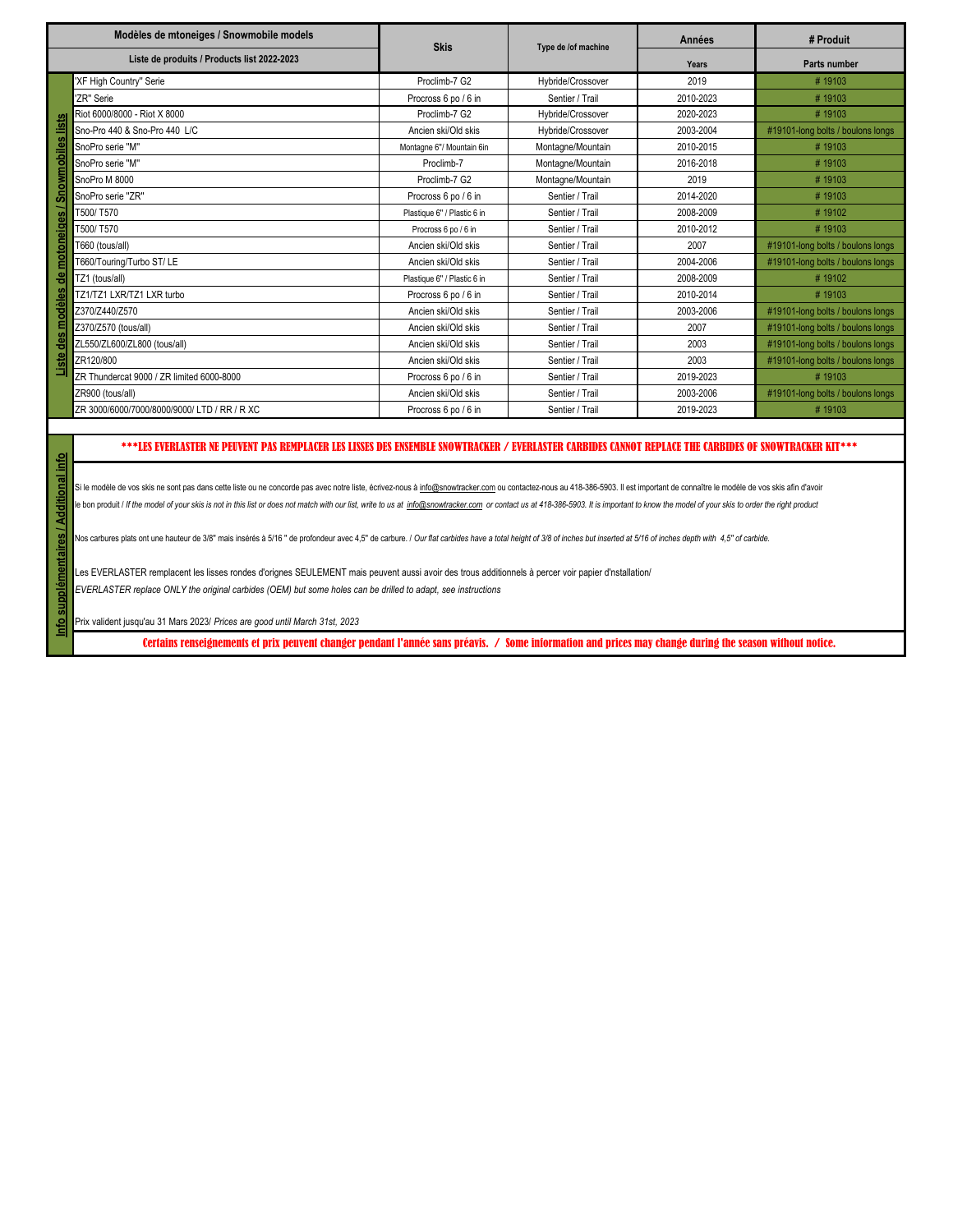| Modèles de mtoneiges / Snowmobile models | Skis | Type de /of machine | Années | # Produit |
|---|---|---|---|---|
| Liste de produits / Products list 2022-2023 | | | Years | Parts number |
| 'XF High Country" Serie | Proclimb-7 G2 | Hybride/Crossover | 2019 | # 19103 |
| 'ZR" Serie | Procross 6 po / 6 in | Sentier / Trail | 2010-2023 | # 19103 |
| Riot 6000/8000 - Riot X 8000 | Proclimb-7 G2 | Hybride/Crossover | 2020-2023 | # 19103 |
| Sno-Pro 440 & Sno-Pro 440 L/C | Ancien ski/Old skis | Hybride/Crossover | 2003-2004 | #19101-long bolts / boulons longs |
| SnoPro serie "M" | Montagne 6"/ Mountain 6in | Montagne/Mountain | 2010-2015 | # 19103 |
| SnoPro serie "M" | Proclimb-7 | Montagne/Mountain | 2016-2018 | # 19103 |
| SnoPro M 8000 | Proclimb-7 G2 | Montagne/Mountain | 2019 | # 19103 |
| SnoPro serie "ZR" | Procross 6 po / 6 in | Sentier / Trail | 2014-2020 | # 19103 |
| T500/ T570 | Plastique 6" / Plastic 6 in | Sentier / Trail | 2008-2009 | # 19102 |
| T500/ T570 | Procross 6 po / 6 in | Sentier / Trail | 2010-2012 | # 19103 |
| T660 (tous/all) | Ancien ski/Old skis | Sentier / Trail | 2007 | #19101-long bolts / boulons longs |
| T660/Touring/Turbo ST/ LE | Ancien ski/Old skis | Sentier / Trail | 2004-2006 | #19101-long bolts / boulons longs |
| TZ1 (tous/all) | Plastique 6" / Plastic 6 in | Sentier / Trail | 2008-2009 | # 19102 |
| TZ1/TZ1 LXR/TZ1 LXR turbo | Procross 6 po / 6 in | Sentier / Trail | 2010-2014 | # 19103 |
| Z370/Z440/Z570 | Ancien ski/Old skis | Sentier / Trail | 2003-2006 | #19101-long bolts / boulons longs |
| Z370/Z570 (tous/all) | Ancien ski/Old skis | Sentier / Trail | 2007 | #19101-long bolts / boulons longs |
| ZL550/ZL600/ZL800 (tous/all) | Ancien ski/Old skis | Sentier / Trail | 2003 | #19101-long bolts / boulons longs |
| ZR120/800 | Ancien ski/Old skis | Sentier / Trail | 2003 | #19101-long bolts / boulons longs |
| ZR Thundercat 9000 / ZR limited 6000-8000 | Procross 6 po / 6 in | Sentier / Trail | 2019-2023 | # 19103 |
| ZR900 (tous/all) | Ancien ski/Old skis | Sentier / Trail | 2003-2006 | #19101-long bolts / boulons longs |
| ZR 3000/6000/7000/8000/9000/ LTD / RR / R XC | Procross 6 po / 6 in | Sentier / Trail | 2019-2023 | # 19103 |

## Info supplémentaires / Additional info

**\*\*\*LES EVERLASTER NE PEUVENT PAS REMPLACER LES LISSES DES ENSEMBLE SNOWTRACKER / EVERLASTER CARBIDES CANNOT REPLACE THE CARBIDES OF SNOWTRACKER KIT\*\*\***

Si le modèle de vos skis ne sont pas dans cette liste ou ne concorde pas avec notre liste, écrivez-nous à info@snowtracker.com ou contactez-nous au 418-386-5903. Il est important de connaître le modèle de vos skis afin d'avoir le bon produit / *If the model of your skis is not in this list or does not match with our list, write to us at info@snowtracker.com or contact us at 418-386-5903. It is important to know the model of your skis to order the right product*

Nos carbures plats ont une hauteur de 3/8" mais insérés à 5/16 " de profondeur avec 4,5" de carbure. / *Our flat carbides have a total height of 3/8 of inches but inserted at 5/16 of inches depth with 4,5" of carbide.*

Les EVERLASTER remplacent les lisses rondes d'origines SEULEMENT mais peuvent aussi avoir des trous additionnels à percer voir papier d'nstallation/
*EVERLASTER replace ONLY the original carbides (OEM) but some holes can be drilled to adapt, see instructions*

Prix valident jusqu'au 31 Mars 2023/ *Prices are good until March 31st, 2023*

**Certains renseignements et prix peuvent changer pendant l'année sans préavis. / Some information and prices may change during the season without notice.**